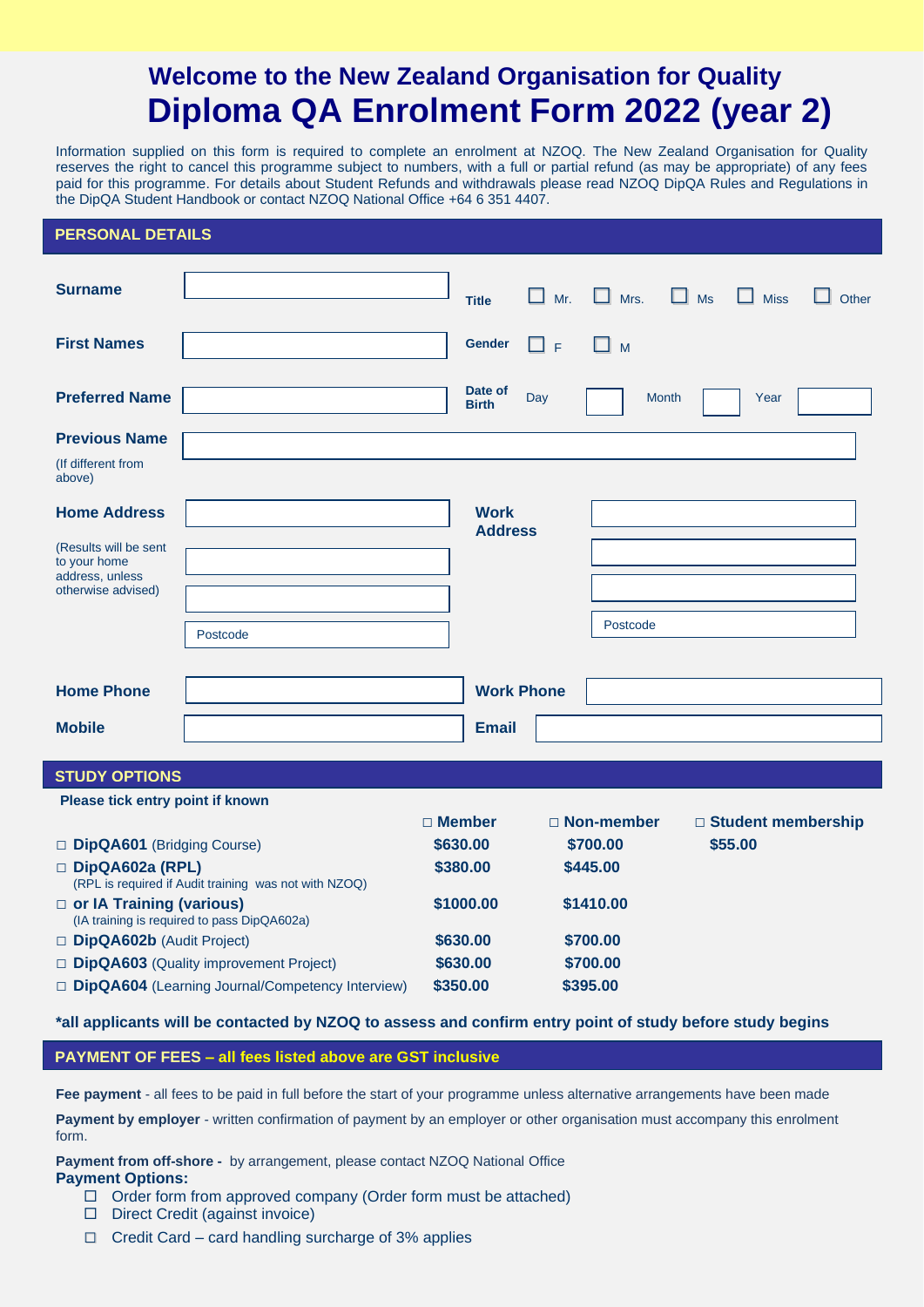# Welcome to the New Zealand Organisation for Quality

# Diploma QA Enrolment Form 2022 (year 2)

Information supplied on this form is required to complete an enrolment at NZOQ. The New Zealand Organisation for Quality reserves the right to cancel this programme subject to numbers, with a full or partial refund (as may be appropriate) of any fees paid for this programme. For details about Student Refunds and withdrawals please read NZOQ DipQA Rules and Regulations in the DipQA Student Handbook or contact NZOQ National Office +64 6 351 4407.

## PERSONAL DETAILS

**Surname** ____________________ **Title** ☐ Mr. ☐ Mrs. ☐ Ms ☐ Miss ☐ Other

**First Names** ____________________ **Gender** ☐ F ☐ M

**Preferred Name** ____________________ **Date of Birth** Day ____ Month ____ Year ____

**Previous Name** ____________________
(If different from above)

**Home Address** ____________________
(Results will be sent to your home address, unless otherwise advised)
____________________
____________________
Postcode ____________________

**Work Address** ____________________
____________________
____________________
Postcode ____________________

**Home Phone** ____________________ **Work Phone** ____________________

**Mobile** ____________________ **Email** ____________________

## STUDY OPTIONS

**Please tick entry point if known**

| | □ Member | □ Non-member | □ Student membership |
|---|---|---|---|
| □ **DipQA601** (Bridging Course) | **$630.00** | **$700.00** | **$55.00** |
| □ **DipQA602a (RPL)** (RPL is required if Audit training was not with NZOQ) | **$380.00** | **$445.00** | |
| □ **or IA Training (various)** (IA training is required to pass DipQA602a) | **$1000.00** | **$1410.00** | |
| □ **DipQA602b** (Audit Project) | **$630.00** | **$700.00** | |
| □ **DipQA603** (Quality improvement Project) | **$630.00** | **$700.00** | |
| □ **DipQA604** (Learning Journal/Competency Interview) | **$350.00** | **$395.00** | |

**\*all applicants will be contacted by NZOQ to assess and confirm entry point of study before study begins**

## PAYMENT OF FEES – all fees listed above are GST inclusive

**Fee payment** - all fees to be paid in full before the start of your programme unless alternative arrangements have been made

**Payment by employer** - written confirmation of payment by an employer or other organisation must accompany this enrolment form.

**Payment from off-shore -** by arrangement, please contact NZOQ National Office

**Payment Options:**

- ☐ Order form from approved company (Order form must be attached)
- ☐ Direct Credit (against invoice)
- ☐ Credit Card – card handling surcharge of 3% applies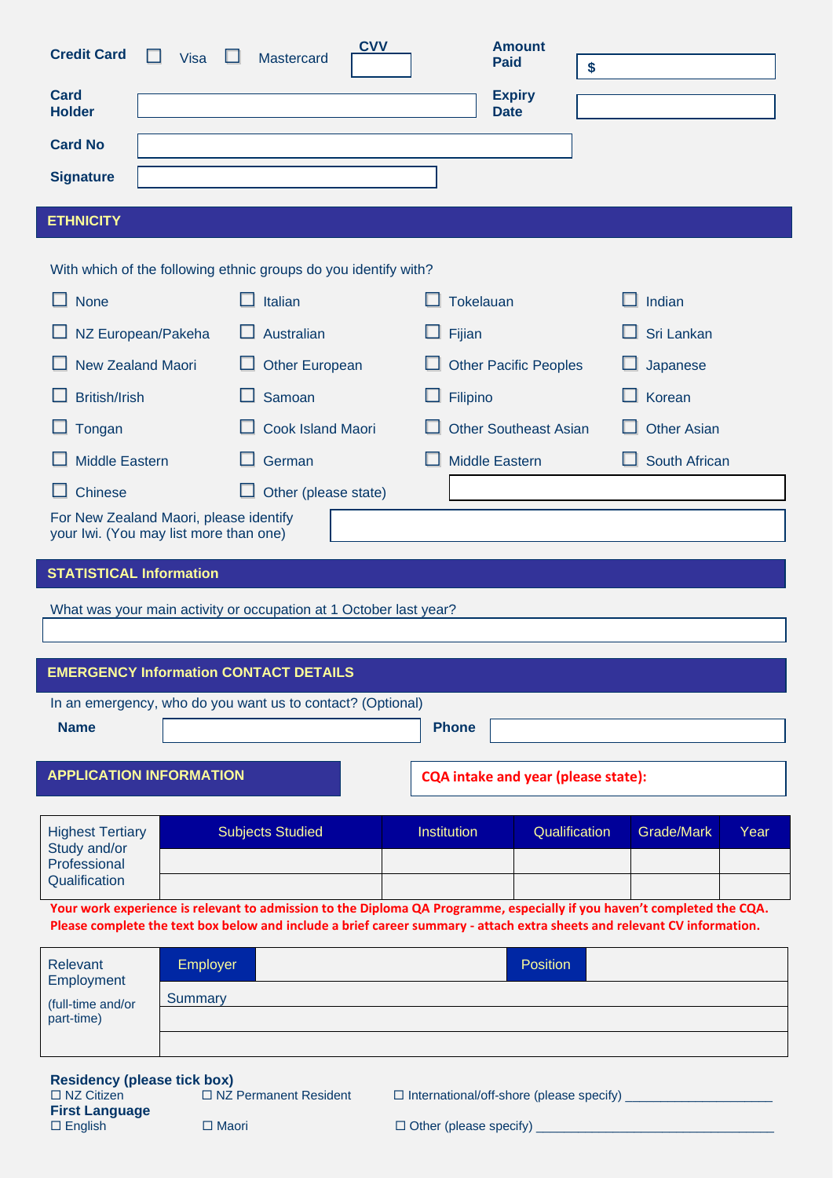**Credit Card** ☐ Visa ☐ Mastercard **CVV** ______ **Amount Paid** $ ______

**Card Holder** ______ **Expiry Date** ______

**Card No** ______

**Signature** ______

## ETHNICITY

With which of the following ethnic groups do you identify with?

| | | | |
|---|---|---|---|
| ☐ None | ☐ Italian | ☐ Tokelauan | ☐ Indian |
| ☐ NZ European/Pakeha | ☐ Australian | ☐ Fijian | ☐ Sri Lankan |
| ☐ New Zealand Maori | ☐ Other European | ☐ Other Pacific Peoples | ☐ Japanese |
| ☐ British/Irish | ☐ Samoan | ☐ Filipino | ☐ Korean |
| ☐ Tongan | ☐ Cook Island Maori | ☐ Other Southeast Asian | ☐ Other Asian |
| ☐ Middle Eastern | ☐ German | ☐ Middle Eastern | ☐ South African |
| ☐ Chinese | ☐ Other (please state) | ______ | |

For New Zealand Maori, please identify your Iwi. (You may list more than one) ______

## STATISTICAL Information

What was your main activity or occupation at 1 October last year?

______

## EMERGENCY Information CONTACT DETAILS

In an emergency, who do you want us to contact? (Optional)

**Name** ______ **Phone** ______

## APPLICATION INFORMATION

**CQA intake and year (please state):**

| Highest Tertiary Study and/or Professional Qualification | Subjects Studied | Institution | Qualification | Grade/Mark | Year |
|---|---|---|---|---|---|
| | | | | | |
| | | | | | |

**Your work experience is relevant to admission to the Diploma QA Programme, especially if you haven't completed the CQA. Please complete the text box below and include a brief career summary - attach extra sheets and relevant CV information.**

| Relevant Employment (full-time and/or part-time) | Employer | | Position | |
|---|---|---|---|---|
| | Summary | | | |
| | | | | |
| | | | | |

**Residency (please tick box)**

☐ NZ Citizen ☐ NZ Permanent Resident ☐ International/off-shore (please specify) ____________________

**First Language**

☐ English ☐ Maori ☐ Other (please specify) ________________________________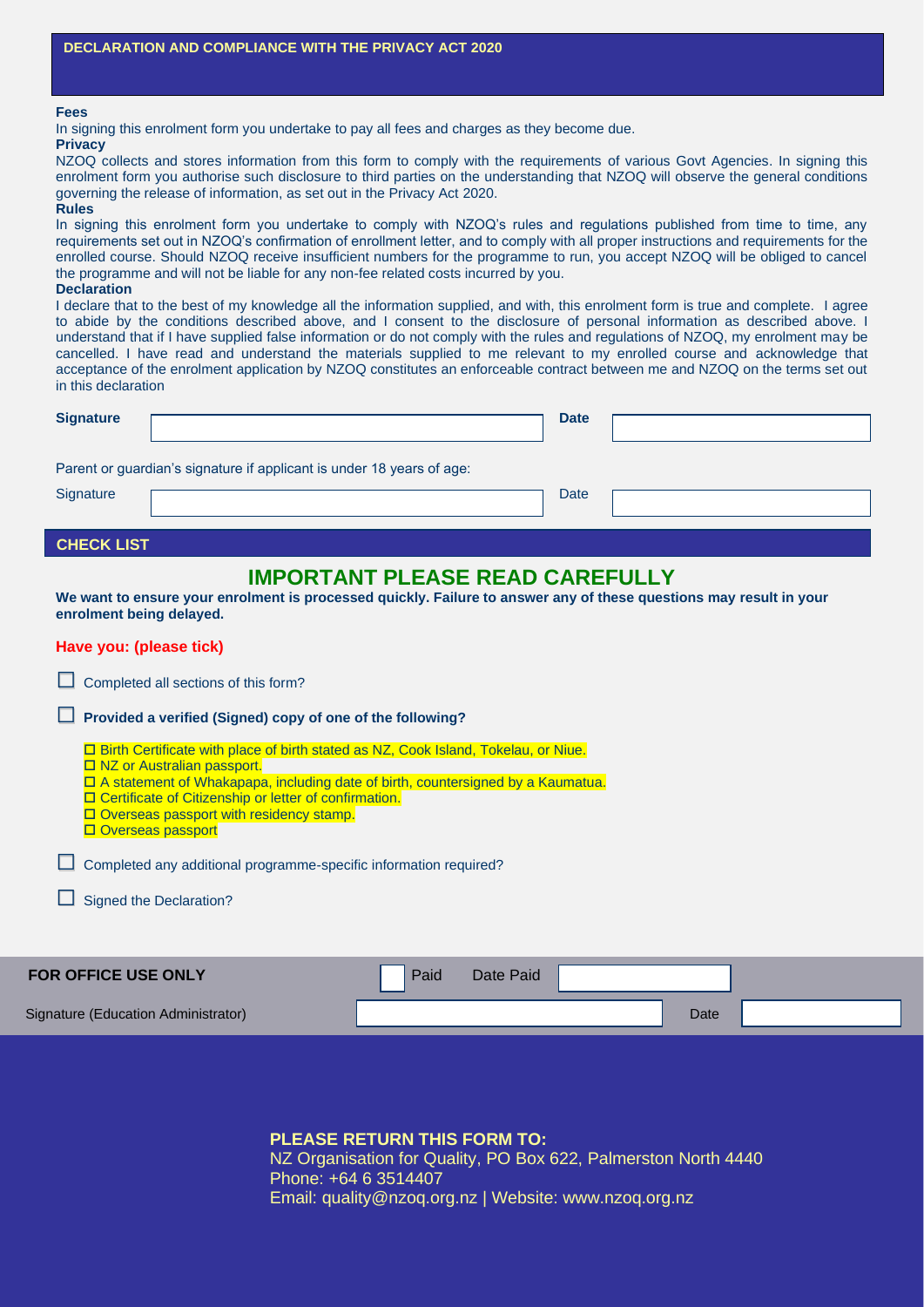## DECLARATION AND COMPLIANCE WITH THE PRIVACY ACT 2020

**Fees**

In signing this enrolment form you undertake to pay all fees and charges as they become due.

**Privacy**

NZOQ collects and stores information from this form to comply with the requirements of various Govt Agencies. In signing this enrolment form you authorise such disclosure to third parties on the understanding that NZOQ will observe the general conditions governing the release of information, as set out in the Privacy Act 2020.

**Rules**

In signing this enrolment form you undertake to comply with NZOQ's rules and regulations published from time to time, any requirements set out in NZOQ's confirmation of enrollment letter, and to comply with all proper instructions and requirements for the enrolled course. Should NZOQ receive insufficient numbers for the programme to run, you accept NZOQ will be obliged to cancel the programme and will not be liable for any non-fee related costs incurred by you.

**Declaration**

I declare that to the best of my knowledge all the information supplied, and with, this enrolment form is true and complete. I agree to abide by the conditions described above, and I consent to the disclosure of personal information as described above. I understand that if I have supplied false information or do not comply with the rules and regulations of NZOQ, my enrolment may be cancelled. I have read and understand the materials supplied to me relevant to my enrolled course and acknowledge that acceptance of the enrolment application by NZOQ constitutes an enforceable contract between me and NZOQ on the terms set out in this declaration

**Signature** ______________________ **Date** ______________

Parent or guardian's signature if applicant is under 18 years of age:

Signature ______________________ Date ______________

## CHECK LIST

# IMPORTANT PLEASE READ CAREFULLY

**We want to ensure your enrolment is processed quickly. Failure to answer any of these questions may result in your enrolment being delayed.**

**Have you: (please tick)**

- ☐ Completed all sections of this form?
- ☐ **Provided a verified (Signed) copy of one of the following?**
  - ☐ Birth Certificate with place of birth stated as NZ, Cook Island, Tokelau, or Niue.
  - ☐ NZ or Australian passport.
  - ☐ A statement of Whakapapa, including date of birth, countersigned by a Kaumatua.
  - ☐ Certificate of Citizenship or letter of confirmation.
  - ☐ Overseas passport with residency stamp.
  - ☐ Overseas passport
- ☐ Completed any additional programme-specific information required?
- ☐ Signed the Declaration?

**FOR OFFICE USE ONLY** ☐ Paid Date Paid ______________

Signature (Education Administrator) ______________________ Date ______________

**PLEASE RETURN THIS FORM TO:**

NZ Organisation for Quality, PO Box 622, Palmerston North 4440

Phone: +64 6 3514407

Email: quality@nzoq.org.nz | Website: www.nzoq.org.nz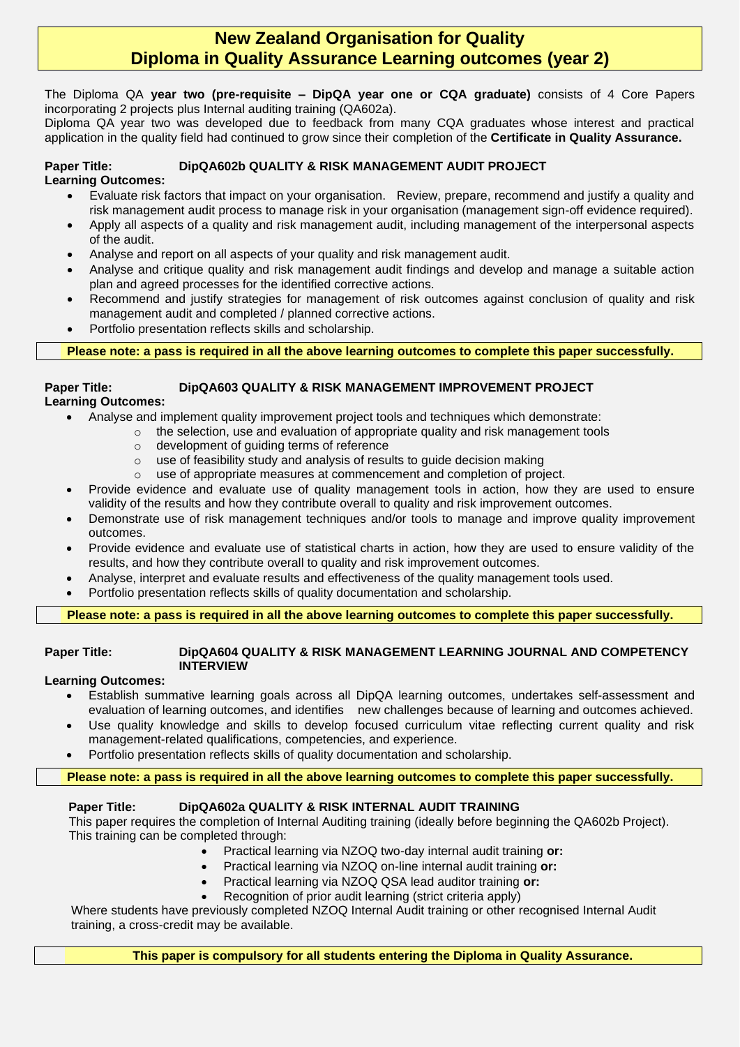# New Zealand Organisation for Quality
# Diploma in Quality Assurance Learning outcomes (year 2)

The Diploma QA **year two (pre-requisite – DipQA year one or CQA graduate)** consists of 4 Core Papers incorporating 2 projects plus Internal auditing training (QA602a).

Diploma QA year two was developed due to feedback from many CQA graduates whose interest and practical application in the quality field had continued to grow since their completion of the **Certificate in Quality Assurance.**

**Paper Title: DipQA602b QUALITY & RISK MANAGEMENT AUDIT PROJECT**

**Learning Outcomes:**

- Evaluate risk factors that impact on your organisation. Review, prepare, recommend and justify a quality and risk management audit process to manage risk in your organisation (management sign-off evidence required).
- Apply all aspects of a quality and risk management audit, including management of the interpersonal aspects of the audit.
- Analyse and report on all aspects of your quality and risk management audit.
- Analyse and critique quality and risk management audit findings and develop and manage a suitable action plan and agreed processes for the identified corrective actions.
- Recommend and justify strategies for management of risk outcomes against conclusion of quality and risk management audit and completed / planned corrective actions.
- Portfolio presentation reflects skills and scholarship.

**Please note: a pass is required in all the above learning outcomes to complete this paper successfully.**

**Paper Title: DipQA603 QUALITY & RISK MANAGEMENT IMPROVEMENT PROJECT**

**Learning Outcomes:**

- Analyse and implement quality improvement project tools and techniques which demonstrate:
  - the selection, use and evaluation of appropriate quality and risk management tools
  - development of guiding terms of reference
  - use of feasibility study and analysis of results to guide decision making
  - use of appropriate measures at commencement and completion of project.
- Provide evidence and evaluate use of quality management tools in action, how they are used to ensure validity of the results and how they contribute overall to quality and risk improvement outcomes.
- Demonstrate use of risk management techniques and/or tools to manage and improve quality improvement outcomes.
- Provide evidence and evaluate use of statistical charts in action, how they are used to ensure validity of the results, and how they contribute overall to quality and risk improvement outcomes.
- Analyse, interpret and evaluate results and effectiveness of the quality management tools used.
- Portfolio presentation reflects skills of quality documentation and scholarship.

**Please note: a pass is required in all the above learning outcomes to complete this paper successfully.**

**Paper Title: DipQA604 QUALITY & RISK MANAGEMENT LEARNING JOURNAL AND COMPETENCY INTERVIEW**

**Learning Outcomes:**

- Establish summative learning goals across all DipQA learning outcomes, undertakes self-assessment and evaluation of learning outcomes, and identifies new challenges because of learning and outcomes achieved.
- Use quality knowledge and skills to develop focused curriculum vitae reflecting current quality and risk management-related qualifications, competencies, and experience.
- Portfolio presentation reflects skills of quality documentation and scholarship.

**Please note: a pass is required in all the above learning outcomes to complete this paper successfully.**

**Paper Title: DipQA602a QUALITY & RISK INTERNAL AUDIT TRAINING**

This paper requires the completion of Internal Auditing training (ideally before beginning the QA602b Project). This training can be completed through:

- Practical learning via NZOQ two-day internal audit training **or:**
- Practical learning via NZOQ on-line internal audit training **or:**
- Practical learning via NZOQ QSA lead auditor training **or:**
- Recognition of prior audit learning (strict criteria apply)

Where students have previously completed NZOQ Internal Audit training or other recognised Internal Audit training, a cross-credit may be available.

**This paper is compulsory for all students entering the Diploma in Quality Assurance.**